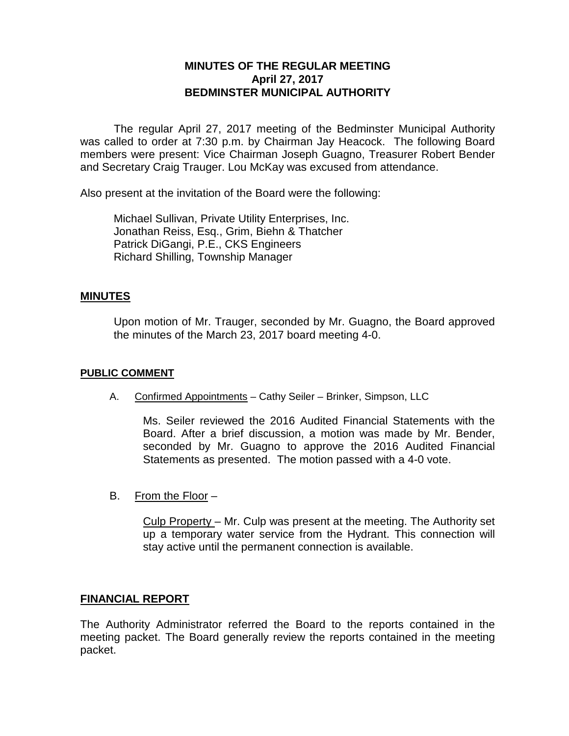# MINUTES OF THE REGULAR MEETING
## April 27, 2017
## BEDMINSTER MUNICIPAL AUTHORITY

The regular April 27, 2017 meeting of the Bedminster Municipal Authority was called to order at 7:30 p.m. by Chairman Jay Heacock. The following Board members were present: Vice Chairman Joseph Guagno, Treasurer Robert Bender and Secretary Craig Trauger. Lou McKay was excused from attendance.

Also present at the invitation of the Board were the following:

Michael Sullivan, Private Utility Enterprises, Inc.
Jonathan Reiss, Esq., Grim, Biehn & Thatcher
Patrick DiGangi, P.E., CKS Engineers
Richard Shilling, Township Manager

## MINUTES

Upon motion of Mr. Trauger, seconded by Mr. Guagno, the Board approved the minutes of the March 23, 2017 board meeting 4-0.

## PUBLIC COMMENT

A. Confirmed Appointments – Cathy Seiler – Brinker, Simpson, LLC

Ms. Seiler reviewed the 2016 Audited Financial Statements with the Board. After a brief discussion, a motion was made by Mr. Bender, seconded by Mr. Guagno to approve the 2016 Audited Financial Statements as presented. The motion passed with a 4-0 vote.

B. From the Floor –

Culp Property – Mr. Culp was present at the meeting. The Authority set up a temporary water service from the Hydrant. This connection will stay active until the permanent connection is available.

## FINANCIAL REPORT

The Authority Administrator referred the Board to the reports contained in the meeting packet. The Board generally review the reports contained in the meeting packet.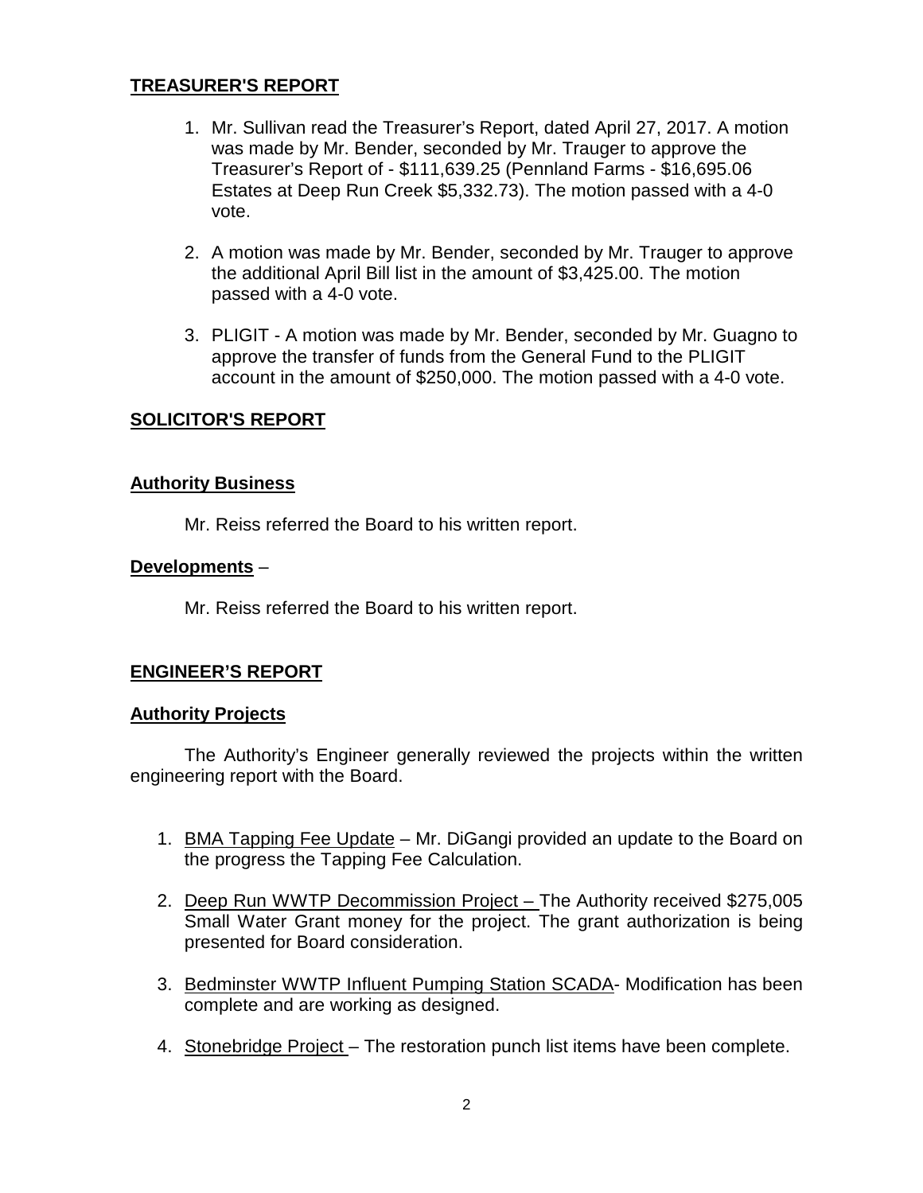## TREASURER'S REPORT

1. Mr. Sullivan read the Treasurer's Report, dated April 27, 2017. A motion was made by Mr. Bender, seconded by Mr. Trauger to approve the Treasurer's Report of - $111,639.25 (Pennland Farms - $16,695.06 Estates at Deep Run Creek $5,332.73). The motion passed with a 4-0 vote.

2. A motion was made by Mr. Bender, seconded by Mr. Trauger to approve the additional April Bill list in the amount of $3,425.00. The motion passed with a 4-0 vote.

3. PLIGIT - A motion was made by Mr. Bender, seconded by Mr. Guagno to approve the transfer of funds from the General Fund to the PLIGIT account in the amount of $250,000. The motion passed with a 4-0 vote.

## SOLICITOR'S REPORT

### Authority Business

Mr. Reiss referred the Board to his written report.

### Developments –

Mr. Reiss referred the Board to his written report.

## ENGINEER'S REPORT

### Authority Projects

The Authority's Engineer generally reviewed the projects within the written engineering report with the Board.

1. BMA Tapping Fee Update – Mr. DiGangi provided an update to the Board on the progress the Tapping Fee Calculation.

2. Deep Run WWTP Decommission Project – The Authority received $275,005 Small Water Grant money for the project. The grant authorization is being presented for Board consideration.

3. Bedminster WWTP Influent Pumping Station SCADA- Modification has been complete and are working as designed.

4. Stonebridge Project – The restoration punch list items have been complete.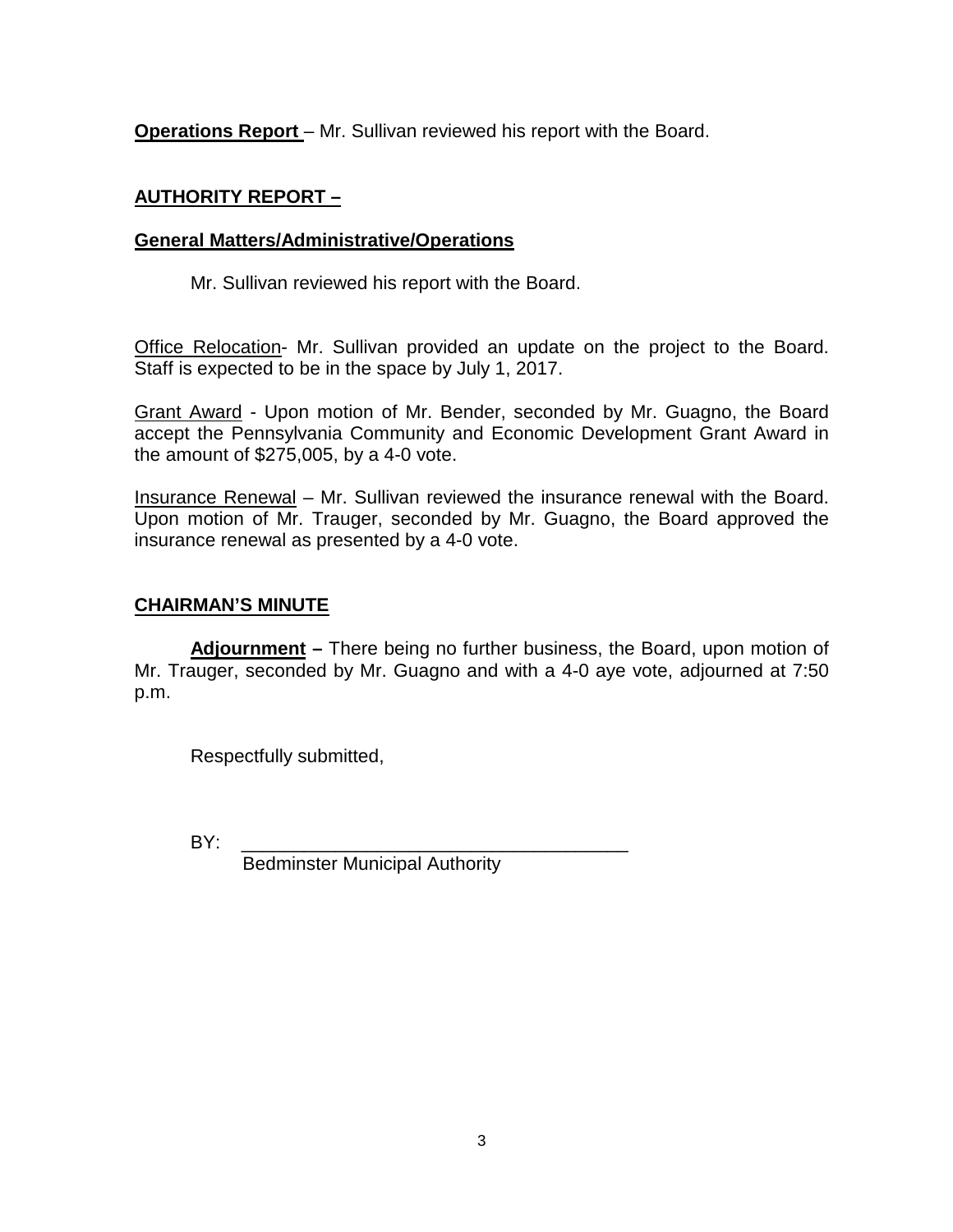**Operations Report** – Mr. Sullivan reviewed his report with the Board.

## AUTHORITY REPORT –

### General Matters/Administrative/Operations

Mr. Sullivan reviewed his report with the Board.

Office Relocation- Mr. Sullivan provided an update on the project to the Board. Staff is expected to be in the space by July 1, 2017.

Grant Award - Upon motion of Mr. Bender, seconded by Mr. Guagno, the Board accept the Pennsylvania Community and Economic Development Grant Award in the amount of $275,005, by a 4-0 vote.

Insurance Renewal – Mr. Sullivan reviewed the insurance renewal with the Board. Upon motion of Mr. Trauger, seconded by Mr. Guagno, the Board approved the insurance renewal as presented by a 4-0 vote.

## CHAIRMAN'S MINUTE

**Adjournment –** There being no further business, the Board, upon motion of Mr. Trauger, seconded by Mr. Guagno and with a 4-0 aye vote, adjourned at 7:50 p.m.

Respectfully submitted,

BY: ______________________________________
Bedminster Municipal Authority